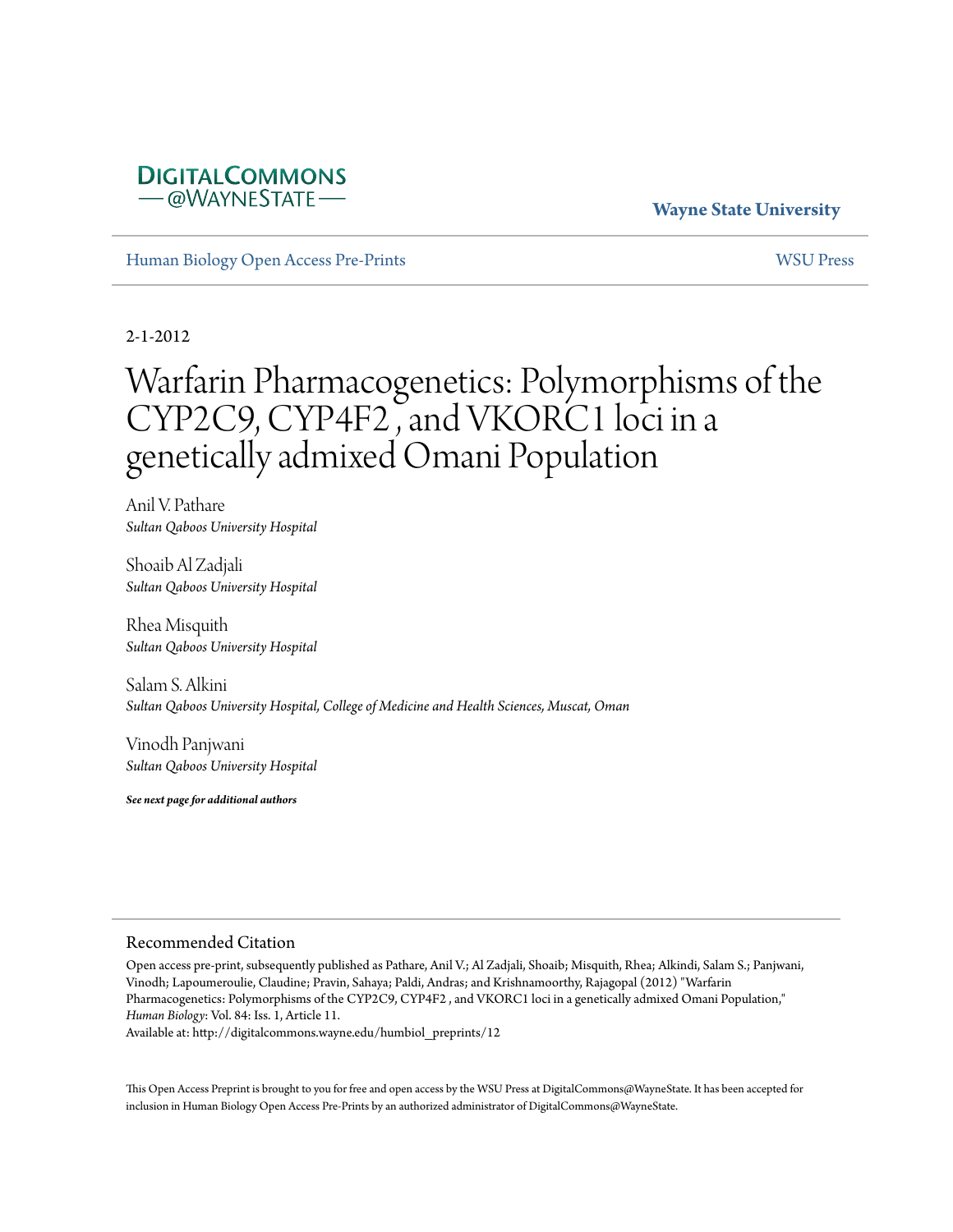DIGITALCOMMONS
— @WAYNESTATE —

**Wayne State University**

Human Biology Open Access Pre-Prints

WSU Press

2-1-2012

# Warfarin Pharmacogenetics: Polymorphisms of the CYP2C9, CYP4F2 , and VKORC1 loci in a genetically admixed Omani Population

Anil V. Pathare
*Sultan Qaboos University Hospital*

Shoaib Al Zadjali
*Sultan Qaboos University Hospital*

Rhea Misquith
*Sultan Qaboos University Hospital*

Salam S. Alkini
*Sultan Qaboos University Hospital, College of Medicine and Health Sciences, Muscat, Oman*

Vinodh Panjwani
*Sultan Qaboos University Hospital*

***See next page for additional authors***

## Recommended Citation

Open access pre-print, subsequently published as Pathare, Anil V.; Al Zadjali, Shoaib; Misquith, Rhea; Alkindi, Salam S.; Panjwani, Vinodh; Lapoumeroulie, Claudine; Pravin, Sahaya; Paldi, Andras; and Krishnamoorthy, Rajagopal (2012) "Warfarin Pharmacogenetics: Polymorphisms of the CYP2C9, CYP4F2 , and VKORC1 loci in a genetically admixed Omani Population," *Human Biology*: Vol. 84: Iss. 1, Article 11.
Available at: http://digitalcommons.wayne.edu/humbiol_preprints/12

This Open Access Preprint is brought to you for free and open access by the WSU Press at DigitalCommons@WayneState. It has been accepted for inclusion in Human Biology Open Access Pre-Prints by an authorized administrator of DigitalCommons@WayneState.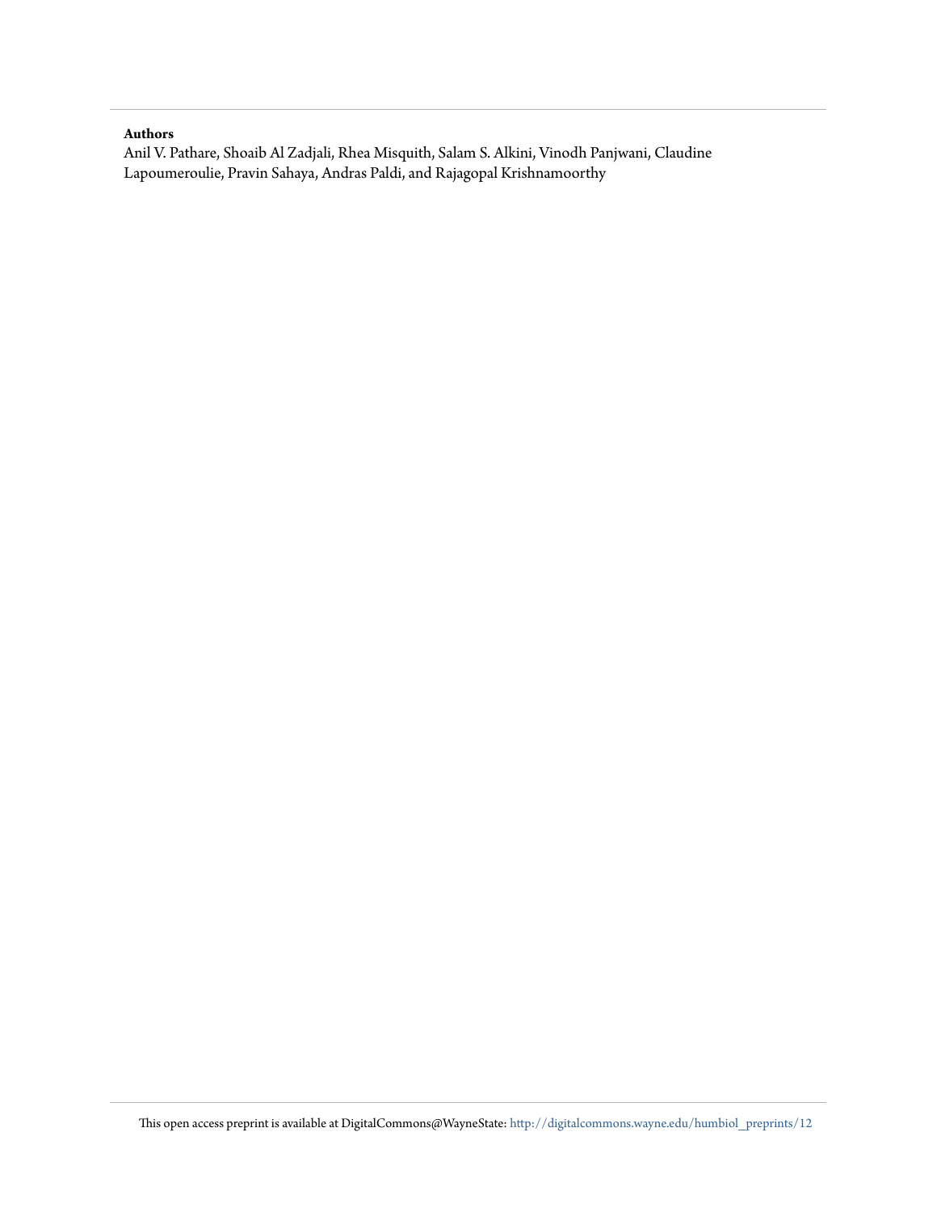**Authors**

Anil V. Pathare, Shoaib Al Zadjali, Rhea Misquith, Salam S. Alkini, Vinodh Panjwani, Claudine Lapoumeroulie, Pravin Sahaya, Andras Paldi, and Rajagopal Krishnamoorthy

This open access preprint is available at DigitalCommons@WayneState: http://digitalcommons.wayne.edu/humbiol_preprints/12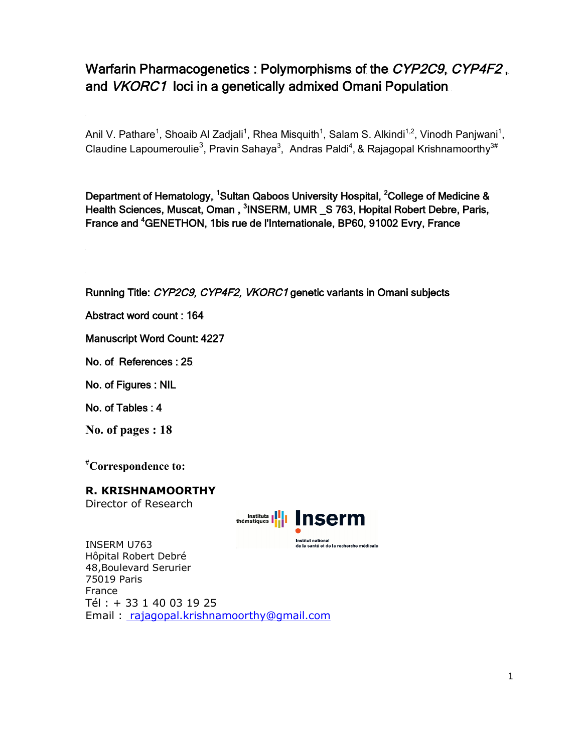# Warfarin Pharmacogenetics : Polymorphisms of the *CYP2C9*, *CYP4F2* , and *VKORC1* loci in a genetically admixed Omani Population

Anil V. Pathare[1], Shoaib Al Zadjali[1], Rhea Misquith[1], Salam S. Alkindi[1,2], Vinodh Panjwani[1], Claudine Lapoumeroulie[3], Pravin Sahaya[3], Andras Paldi[4], & Rajagopal Krishnamoorthy[3#]

**Department of Hematology, [1]Sultan Qaboos University Hospital, [2]College of Medicine & Health Sciences, Muscat, Oman , [3]INSERM, UMR _S 763, Hopital Robert Debre, Paris, France and [4]GENETHON, 1bis rue de l'Internationale, BP60, 91002 Evry, France**

**Running Title:** ***CYP2C9, CYP4F2, VKORC1*** **genetic variants in Omani subjects**

**Abstract word count : 164**

**Manuscript Word Count: 4227**

**No. of References : 25**

**No. of Figures : NIL**

**No. of Tables : 4**

**No. of pages : 18**

**[#]Correspondence to:**

**R. KRISHNAMOORTHY**
Director of Research

INSERM U763
Hôpital Robert Debré
48,Boulevard Serurier
75019 Paris
France
Tél : + 33 1 40 03 19 25
Email : rajagopal.krishnamoorthy@gmail.com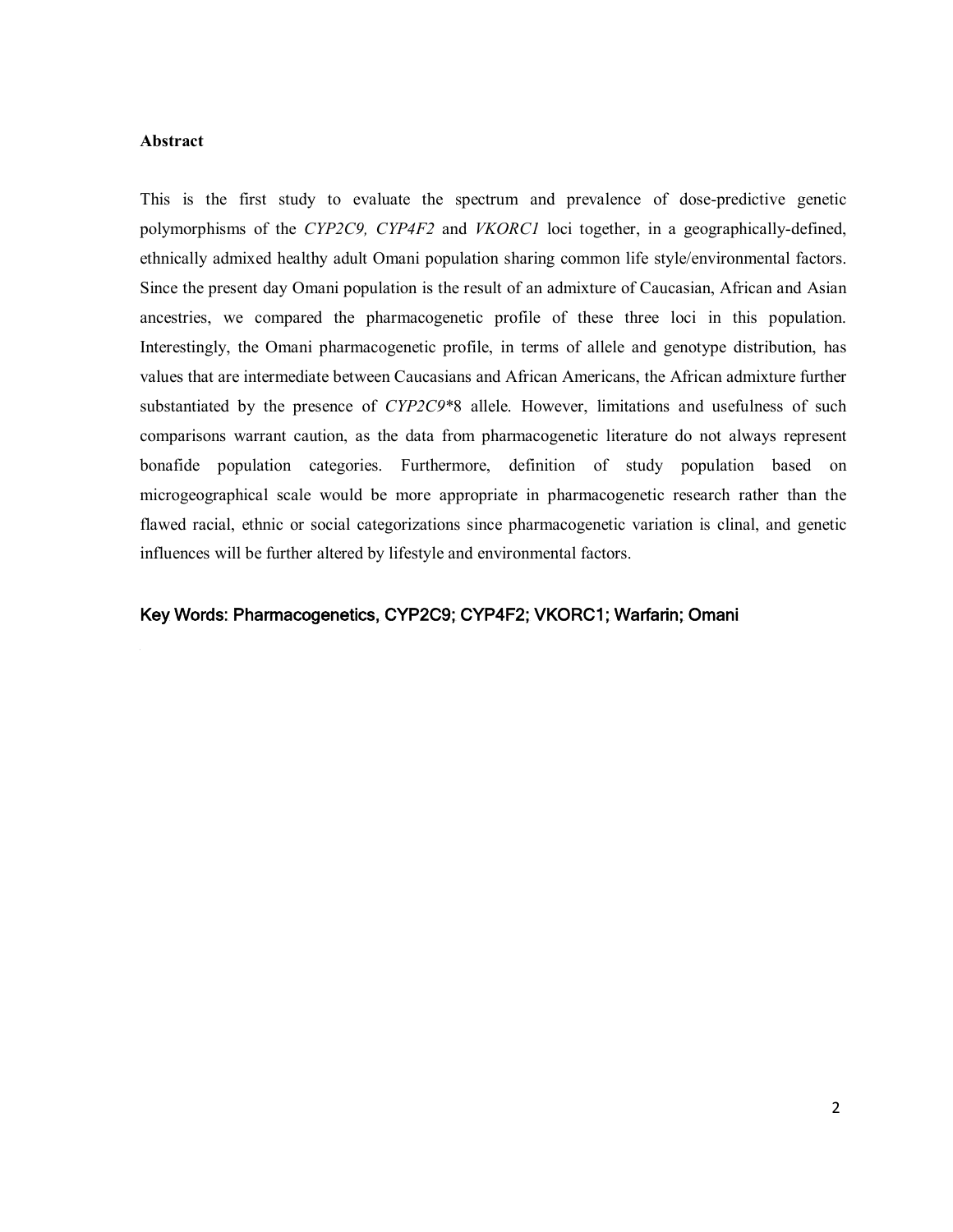**Abstract**

This is the first study to evaluate the spectrum and prevalence of dose-predictive genetic polymorphisms of the *CYP2C9, CYP4F2* and *VKORC1* loci together, in a geographically-defined, ethnically admixed healthy adult Omani population sharing common life style/environmental factors. Since the present day Omani population is the result of an admixture of Caucasian, African and Asian ancestries, we compared the pharmacogenetic profile of these three loci in this population. Interestingly, the Omani pharmacogenetic profile, in terms of allele and genotype distribution, has values that are intermediate between Caucasians and African Americans, the African admixture further substantiated by the presence of *CYP2C9**8 allele. However, limitations and usefulness of such comparisons warrant caution, as the data from pharmacogenetic literature do not always represent bonafide population categories. Furthermore, definition of study population based on microgeographical scale would be more appropriate in pharmacogenetic research rather than the flawed racial, ethnic or social categorizations since pharmacogenetic variation is clinal, and genetic influences will be further altered by lifestyle and environmental factors.

Key Words: Pharmacogenetics, CYP2C9; CYP4F2; VKORC1; Warfarin; Omani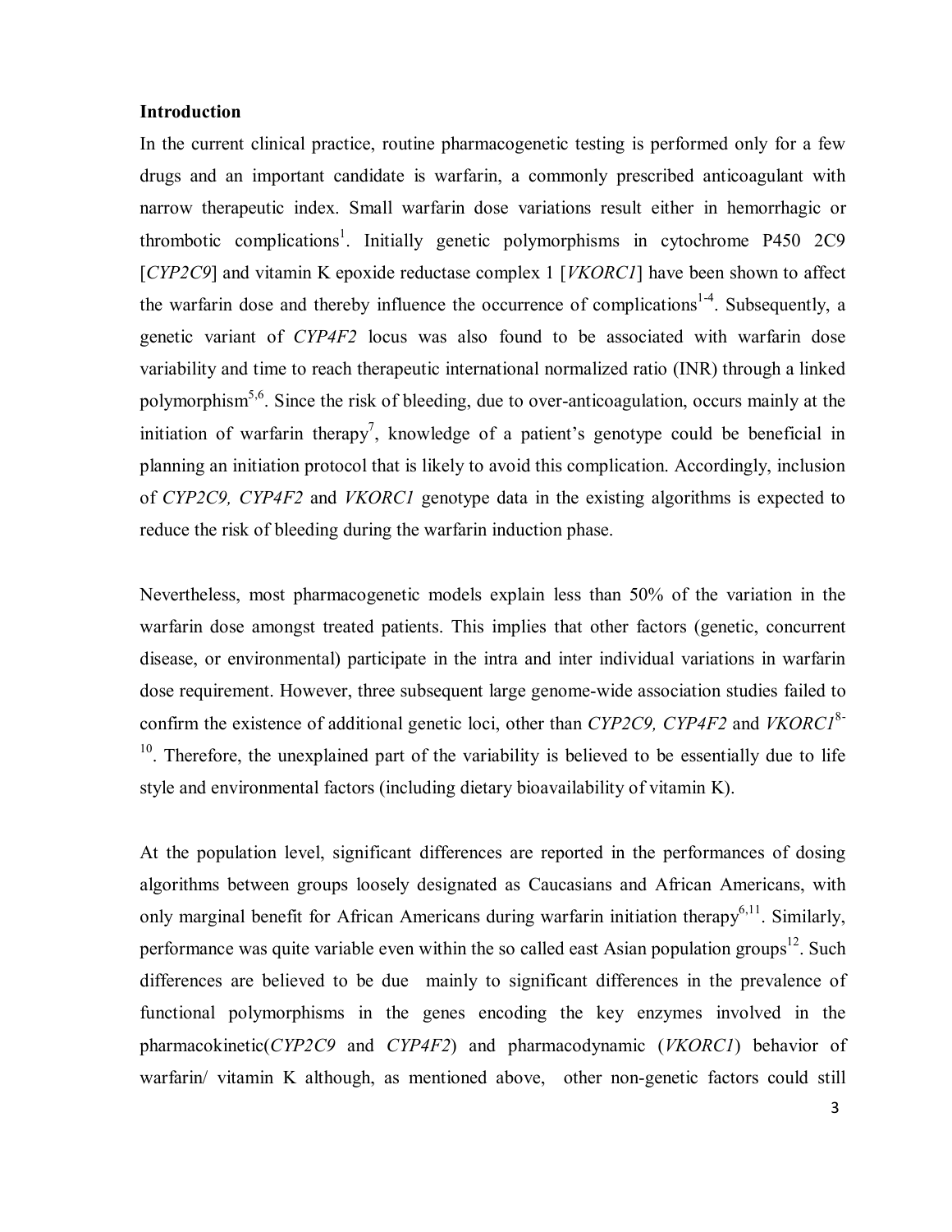### Introduction

In the current clinical practice, routine pharmacogenetic testing is performed only for a few drugs and an important candidate is warfarin, a commonly prescribed anticoagulant with narrow therapeutic index. Small warfarin dose variations result either in hemorrhagic or thrombotic complications[1]. Initially genetic polymorphisms in cytochrome P450 2C9 [*CYP2C9*] and vitamin K epoxide reductase complex 1 [*VKORC1*] have been shown to affect the warfarin dose and thereby influence the occurrence of complications[1-4]. Subsequently, a genetic variant of *CYP4F2* locus was also found to be associated with warfarin dose variability and time to reach therapeutic international normalized ratio (INR) through a linked polymorphism[5,6]. Since the risk of bleeding, due to over-anticoagulation, occurs mainly at the initiation of warfarin therapy[7], knowledge of a patient's genotype could be beneficial in planning an initiation protocol that is likely to avoid this complication. Accordingly, inclusion of *CYP2C9, CYP4F2* and *VKORC1* genotype data in the existing algorithms is expected to reduce the risk of bleeding during the warfarin induction phase.

Nevertheless, most pharmacogenetic models explain less than 50% of the variation in the warfarin dose amongst treated patients. This implies that other factors (genetic, concurrent disease, or environmental) participate in the intra and inter individual variations in warfarin dose requirement. However, three subsequent large genome-wide association studies failed to confirm the existence of additional genetic loci, other than *CYP2C9, CYP4F2* and *VKORC1*[8-10]. Therefore, the unexplained part of the variability is believed to be essentially due to life style and environmental factors (including dietary bioavailability of vitamin K).

At the population level, significant differences are reported in the performances of dosing algorithms between groups loosely designated as Caucasians and African Americans, with only marginal benefit for African Americans during warfarin initiation therapy[6,11]. Similarly, performance was quite variable even within the so called east Asian population groups[12]. Such differences are believed to be due mainly to significant differences in the prevalence of functional polymorphisms in the genes encoding the key enzymes involved in the pharmacokinetic(*CYP2C9* and *CYP4F2*) and pharmacodynamic (*VKORC1*) behavior of warfarin/ vitamin K although, as mentioned above, other non-genetic factors could still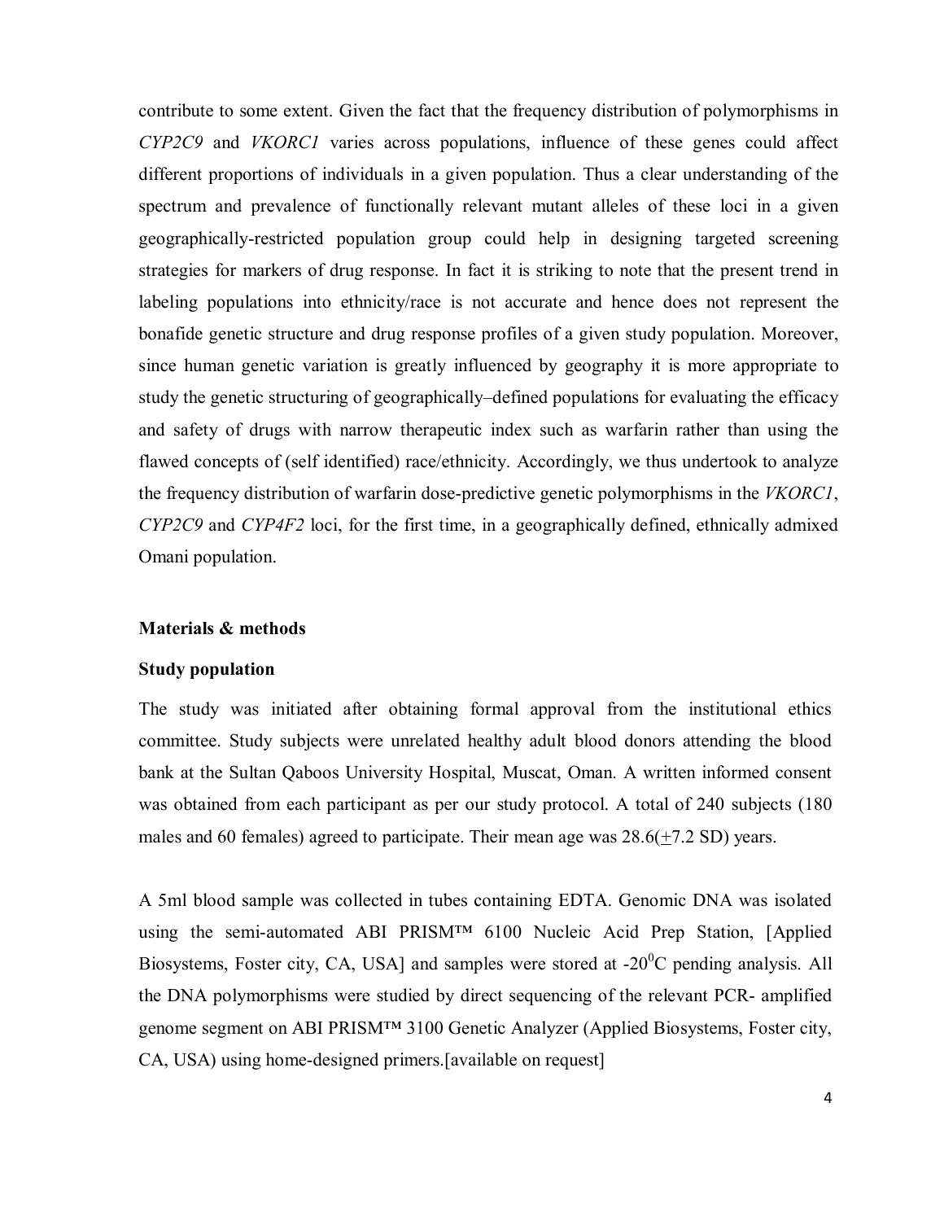contribute to some extent. Given the fact that the frequency distribution of polymorphisms in *CYP2C9* and *VKORC1* varies across populations, influence of these genes could affect different proportions of individuals in a given population. Thus a clear understanding of the spectrum and prevalence of functionally relevant mutant alleles of these loci in a given geographically-restricted population group could help in designing targeted screening strategies for markers of drug response. In fact it is striking to note that the present trend in labeling populations into ethnicity/race is not accurate and hence does not represent the bonafide genetic structure and drug response profiles of a given study population. Moreover, since human genetic variation is greatly influenced by geography it is more appropriate to study the genetic structuring of geographically–defined populations for evaluating the efficacy and safety of drugs with narrow therapeutic index such as warfarin rather than using the flawed concepts of (self identified) race/ethnicity. Accordingly, we thus undertook to analyze the frequency distribution of warfarin dose-predictive genetic polymorphisms in the *VKORC1*, *CYP2C9* and *CYP4F2* loci, for the first time, in a geographically defined, ethnically admixed Omani population.

## Materials & methods

### Study population

The study was initiated after obtaining formal approval from the institutional ethics committee. Study subjects were unrelated healthy adult blood donors attending the blood bank at the Sultan Qaboos University Hospital, Muscat, Oman. A written informed consent was obtained from each participant as per our study protocol. A total of 240 subjects (180 males and 60 females) agreed to participate. Their mean age was 28.6($\pm$7.2 SD) years.

A 5ml blood sample was collected in tubes containing EDTA. Genomic DNA was isolated using the semi-automated ABI PRISM™ 6100 Nucleic Acid Prep Station, [Applied Biosystems, Foster city, CA, USA] and samples were stored at -20$^0$C pending analysis. All the DNA polymorphisms were studied by direct sequencing of the relevant PCR- amplified genome segment on ABI PRISM™ 3100 Genetic Analyzer (Applied Biosystems, Foster city, CA, USA) using home-designed primers.[available on request]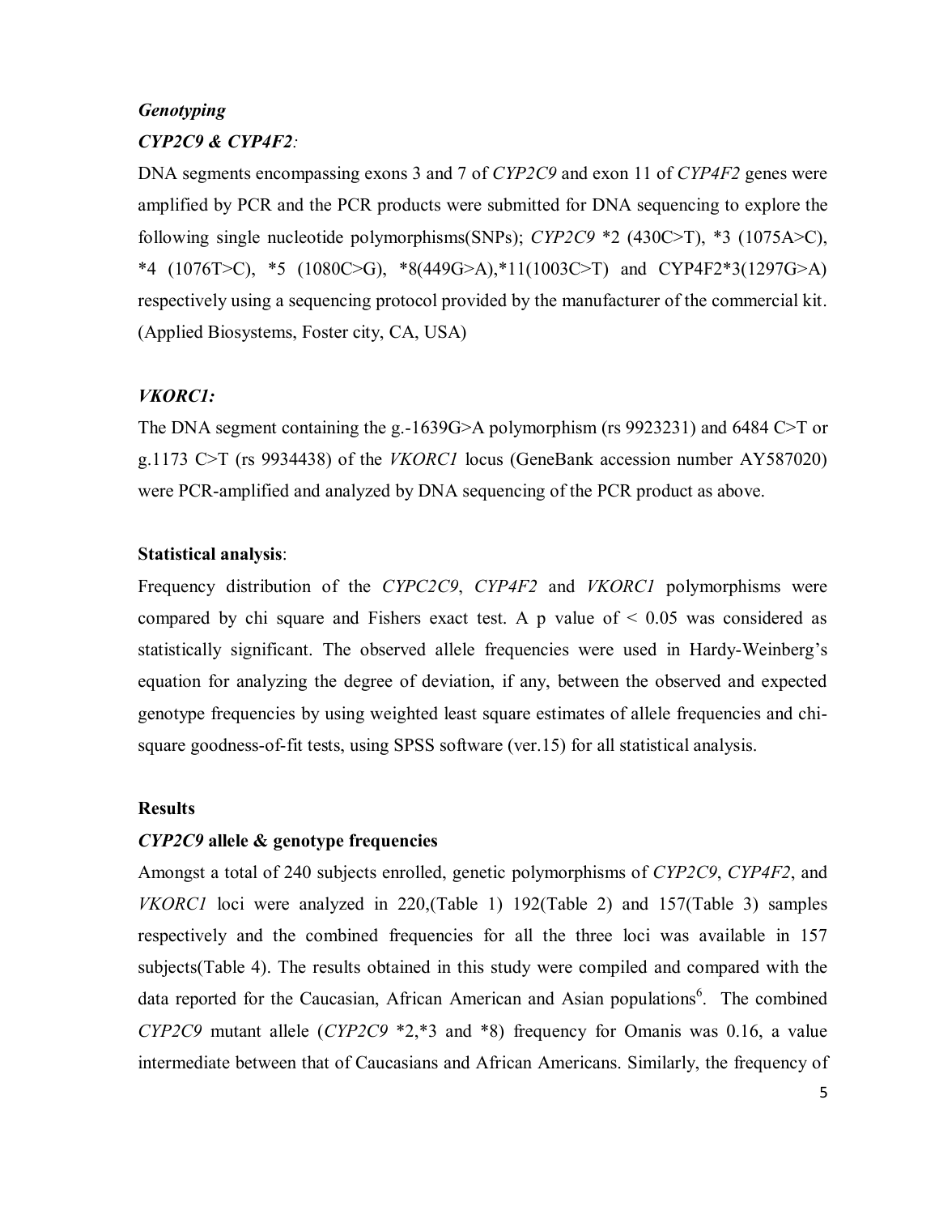### *Genotyping*

#### *CYP2C9 & CYP4F2:*

DNA segments encompassing exons 3 and 7 of *CYP2C9* and exon 11 of *CYP4F2* genes were amplified by PCR and the PCR products were submitted for DNA sequencing to explore the following single nucleotide polymorphisms(SNPs); *CYP2C9* *2 (430C>T), *3 (1075A>C), *4 (1076T>C), *5 (1080C>G), *8(449G>A),*11(1003C>T) and CYP4F2*3(1297G>A) respectively using a sequencing protocol provided by the manufacturer of the commercial kit. (Applied Biosystems, Foster city, CA, USA)

#### *VKORC1:*

The DNA segment containing the g.-1639G>A polymorphism (rs 9923231) and 6484 C>T or g.1173 C>T (rs 9934438) of the *VKORC1* locus (GeneBank accession number AY587020) were PCR-amplified and analyzed by DNA sequencing of the PCR product as above.

### Statistical analysis:

Frequency distribution of the *CYPC2C9*, *CYP4F2* and *VKORC1* polymorphisms were compared by chi square and Fishers exact test. A p value of $< 0.05$ was considered as statistically significant. The observed allele frequencies were used in Hardy-Weinberg's equation for analyzing the degree of deviation, if any, between the observed and expected genotype frequencies by using weighted least square estimates of allele frequencies and chi-square goodness-of-fit tests, using SPSS software (ver.15) for all statistical analysis.

## Results

### *CYP2C9* allele & genotype frequencies

Amongst a total of 240 subjects enrolled, genetic polymorphisms of *CYP2C9*, *CYP4F2*, and *VKORC1* loci were analyzed in 220,(Table 1) 192(Table 2) and 157(Table 3) samples respectively and the combined frequencies for all the three loci was available in 157 subjects(Table 4). The results obtained in this study were compiled and compared with the data reported for the Caucasian, African American and Asian populations[6]. The combined *CYP2C9* mutant allele (*CYP2C9* *2,*3 and *8) frequency for Omanis was 0.16, a value intermediate between that of Caucasians and African Americans. Similarly, the frequency of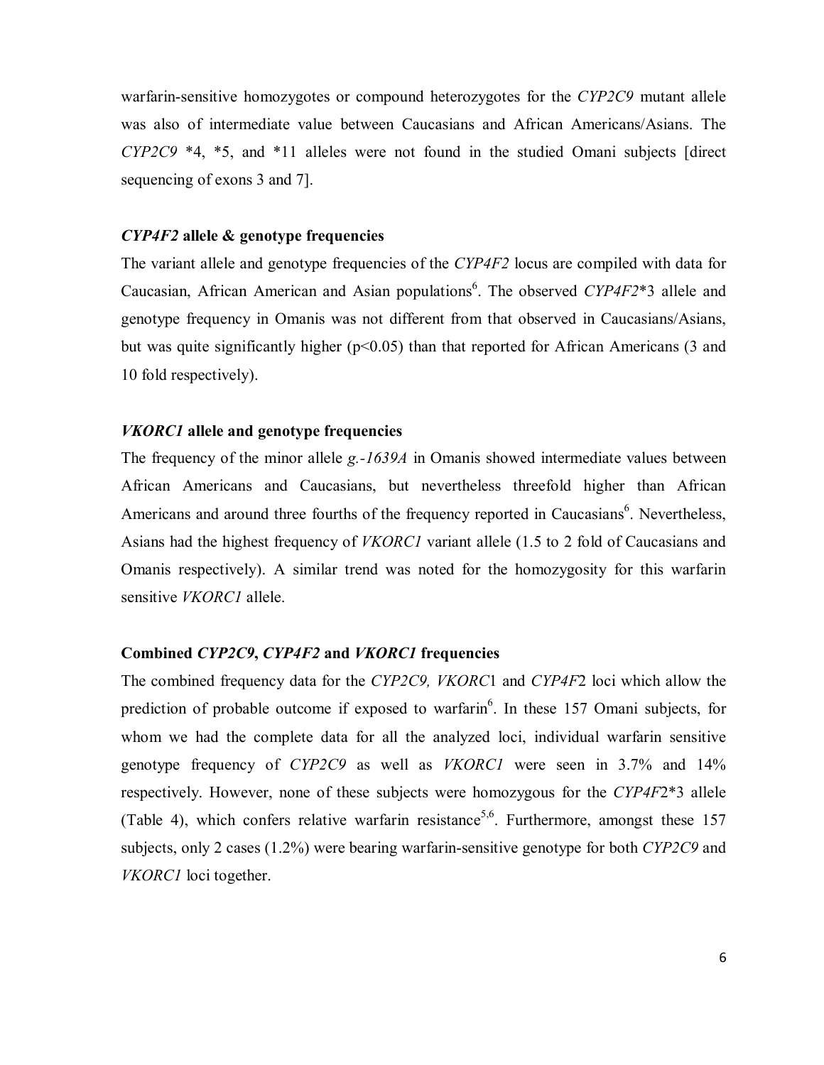warfarin-sensitive homozygotes or compound heterozygotes for the *CYP2C9* mutant allele was also of intermediate value between Caucasians and African Americans/Asians. The *CYP2C9* *4, *5, and *11 alleles were not found in the studied Omani subjects [direct sequencing of exons 3 and 7].

### *CYP4F2* allele & genotype frequencies

The variant allele and genotype frequencies of the *CYP4F2* locus are compiled with data for Caucasian, African American and Asian populations[6]. The observed *CYP4F2**3 allele and genotype frequency in Omanis was not different from that observed in Caucasians/Asians, but was quite significantly higher ($p<0.05$) than that reported for African Americans (3 and 10 fold respectively).

### *VKORC1* allele and genotype frequencies

The frequency of the minor allele *g.-1639A* in Omanis showed intermediate values between African Americans and Caucasians, but nevertheless threefold higher than African Americans and around three fourths of the frequency reported in Caucasians[6]. Nevertheless, Asians had the highest frequency of *VKORC1* variant allele (1.5 to 2 fold of Caucasians and Omanis respectively). A similar trend was noted for the homozygosity for this warfarin sensitive *VKORC1* allele.

### Combined *CYP2C9*, *CYP4F2* and *VKORC1* frequencies

The combined frequency data for the *CYP2C9, VKORC*1 and *CYP4F*2 loci which allow the prediction of probable outcome if exposed to warfarin[6]. In these 157 Omani subjects, for whom we had the complete data for all the analyzed loci, individual warfarin sensitive genotype frequency of *CYP2C9* as well as *VKORC1* were seen in 3.7% and 14% respectively. However, none of these subjects were homozygous for the *CYP4F*2*3 allele (Table 4), which confers relative warfarin resistance[5,6]. Furthermore, amongst these 157 subjects, only 2 cases (1.2%) were bearing warfarin-sensitive genotype for both *CYP2C9* and *VKORC1* loci together.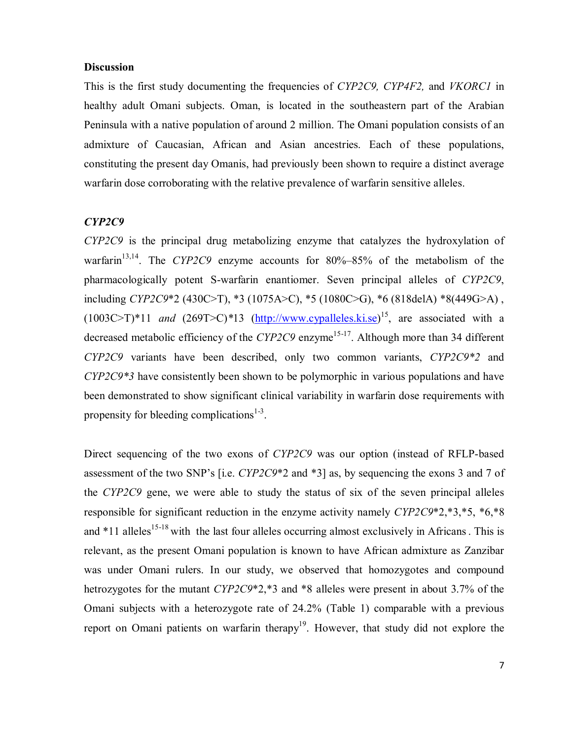## Discussion

This is the first study documenting the frequencies of *CYP2C9, CYP4F2,* and *VKORC1* in healthy adult Omani subjects. Oman, is located in the southeastern part of the Arabian Peninsula with a native population of around 2 million. The Omani population consists of an admixture of Caucasian, African and Asian ancestries. Each of these populations, constituting the present day Omanis, had previously been shown to require a distinct average warfarin dose corroborating with the relative prevalence of warfarin sensitive alleles.

### *CYP2C9*

*CYP2C9* is the principal drug metabolizing enzyme that catalyzes the hydroxylation of warfarin[13,14]. The *CYP2C9* enzyme accounts for 80%–85% of the metabolism of the pharmacologically potent S-warfarin enantiomer. Seven principal alleles of *CYP2C9*, including *CYP2C9*\*2 (430C>T), \*3 (1075A>C), \*5 (1080C>G), \*6 (818delA) \*8(449G>A) , (1003C>T)\*11 *and* (269T>C)\*13 (http://www.cypalleles.ki.se)[15], are associated with a decreased metabolic efficiency of the *CYP2C9* enzyme[15-17]. Although more than 34 different *CYP2C9* variants have been described, only two common variants, *CYP2C9\*2* and *CYP2C9\*3* have consistently been shown to be polymorphic in various populations and have been demonstrated to show significant clinical variability in warfarin dose requirements with propensity for bleeding complications[1-3].

Direct sequencing of the two exons of *CYP2C9* was our option (instead of RFLP-based assessment of the two SNP's [i.e. *CYP2C9*\*2 and \*3] as, by sequencing the exons 3 and 7 of the *CYP2C9* gene, we were able to study the status of six of the seven principal alleles responsible for significant reduction in the enzyme activity namely *CYP2C9*\*2,\*3,\*5, \*6,\*8 and \*11 alleles[15-18] with the last four alleles occurring almost exclusively in Africans . This is relevant, as the present Omani population is known to have African admixture as Zanzibar was under Omani rulers. In our study, we observed that homozygotes and compound hetrozygotes for the mutant *CYP2C9*\*2,\*3 and \*8 alleles were present in about 3.7% of the Omani subjects with a heterozygote rate of 24.2% (Table 1) comparable with a previous report on Omani patients on warfarin therapy[19]. However, that study did not explore the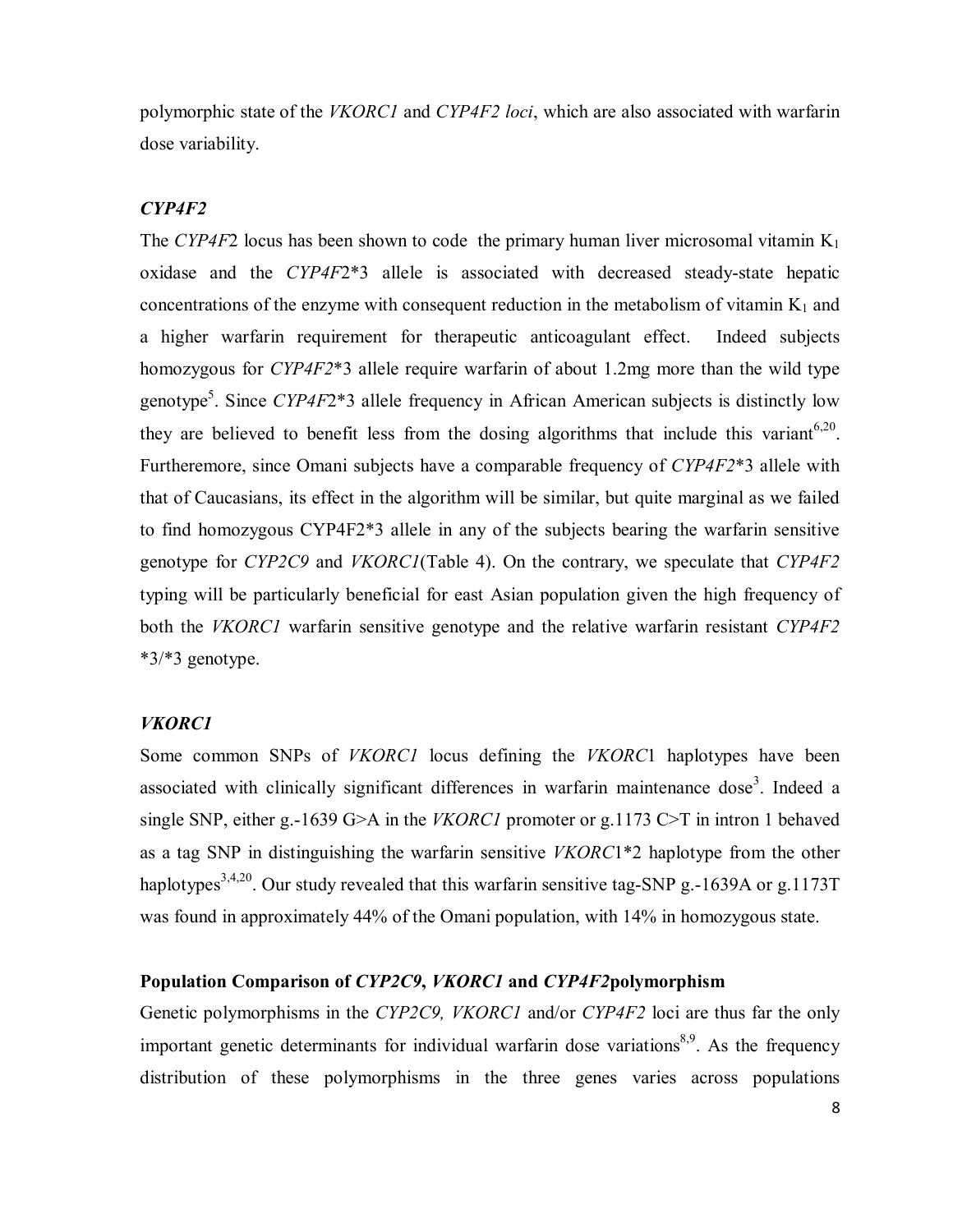polymorphic state of the *VKORC1* and *CYP4F2 loci*, which are also associated with warfarin dose variability.

### *CYP4F2*

The *CYP4F*2 locus has been shown to code the primary human liver microsomal vitamin $K_1$ oxidase and the *CYP4F*2*3 allele is associated with decreased steady-state hepatic concentrations of the enzyme with consequent reduction in the metabolism of vitamin $K_1$ and a higher warfarin requirement for therapeutic anticoagulant effect. Indeed subjects homozygous for *CYP4F2**3 allele require warfarin of about 1.2mg more than the wild type genotype[5]. Since *CYP4F*2*3 allele frequency in African American subjects is distinctly low they are believed to benefit less from the dosing algorithms that include this variant[6,20]. Furtheremore, since Omani subjects have a comparable frequency of *CYP4F2**3 allele with that of Caucasians, its effect in the algorithm will be similar, but quite marginal as we failed to find homozygous CYP4F2*3 allele in any of the subjects bearing the warfarin sensitive genotype for *CYP2C9* and *VKORC1*(Table 4). On the contrary, we speculate that *CYP4F2* typing will be particularly beneficial for east Asian population given the high frequency of both the *VKORC1* warfarin sensitive genotype and the relative warfarin resistant *CYP4F2* *3/*3 genotype.

### *VKORC1*

Some common SNPs of *VKORC1* locus defining the *VKORC*1 haplotypes have been associated with clinically significant differences in warfarin maintenance dose[3]. Indeed a single SNP, either g.-1639 G>A in the *VKORC1* promoter or g.1173 C>T in intron 1 behaved as a tag SNP in distinguishing the warfarin sensitive *VKORC*1*2 haplotype from the other haplotypes[3,4,20]. Our study revealed that this warfarin sensitive tag-SNP g.-1639A or g.1173T was found in approximately 44% of the Omani population, with 14% in homozygous state.

### Population Comparison of *CYP2C9*, *VKORC1* and *CYP4F2*polymorphism

Genetic polymorphisms in the *CYP2C9, VKORC1* and/or *CYP4F2* loci are thus far the only important genetic determinants for individual warfarin dose variations[8,9]. As the frequency distribution of these polymorphisms in the three genes varies across populations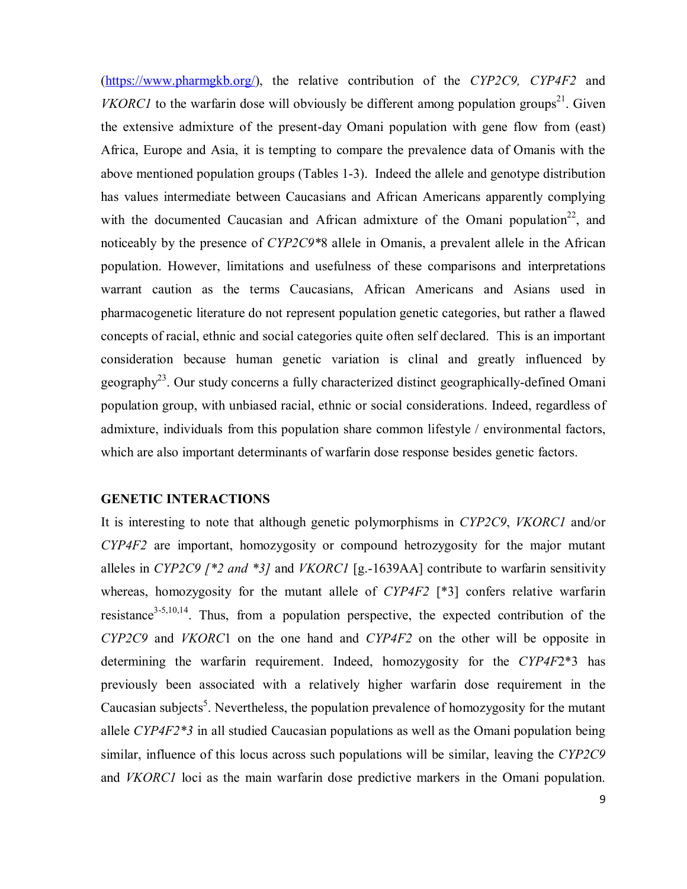(https://www.pharmgkb.org/), the relative contribution of the *CYP2C9, CYP4F2* and *VKORC1* to the warfarin dose will obviously be different among population groups[21]. Given the extensive admixture of the present-day Omani population with gene flow from (east) Africa, Europe and Asia, it is tempting to compare the prevalence data of Omanis with the above mentioned population groups (Tables 1-3). Indeed the allele and genotype distribution has values intermediate between Caucasians and African Americans apparently complying with the documented Caucasian and African admixture of the Omani population[22], and noticeably by the presence of *CYP2C9**8 allele in Omanis, a prevalent allele in the African population. However, limitations and usefulness of these comparisons and interpretations warrant caution as the terms Caucasians, African Americans and Asians used in pharmacogenetic literature do not represent population genetic categories, but rather a flawed concepts of racial, ethnic and social categories quite often self declared. This is an important consideration because human genetic variation is clinal and greatly influenced by geography[23]. Our study concerns a fully characterized distinct geographically-defined Omani population group, with unbiased racial, ethnic or social considerations. Indeed, regardless of admixture, individuals from this population share common lifestyle / environmental factors, which are also important determinants of warfarin dose response besides genetic factors.

## GENETIC INTERACTIONS

It is interesting to note that although genetic polymorphisms in *CYP2C9*, *VKORC1* and/or *CYP4F2* are important, homozygosity or compound hetrozygosity for the major mutant alleles in *CYP2C9 [*2 and *3]* and *VKORC1* [g.-1639AA] contribute to warfarin sensitivity whereas, homozygosity for the mutant allele of *CYP4F2* [*3] confers relative warfarin resistance[3-5,10,14]. Thus, from a population perspective, the expected contribution of the *CYP2C9* and *VKORC*1 on the one hand and *CYP4F2* on the other will be opposite in determining the warfarin requirement. Indeed, homozygosity for the *CYP4F*2*3 has previously been associated with a relatively higher warfarin dose requirement in the Caucasian subjects[5]. Nevertheless, the population prevalence of homozygosity for the mutant allele *CYP4F2*3* in all studied Caucasian populations as well as the Omani population being similar, influence of this locus across such populations will be similar, leaving the *CYP2C9* and *VKORC1* loci as the main warfarin dose predictive markers in the Omani population.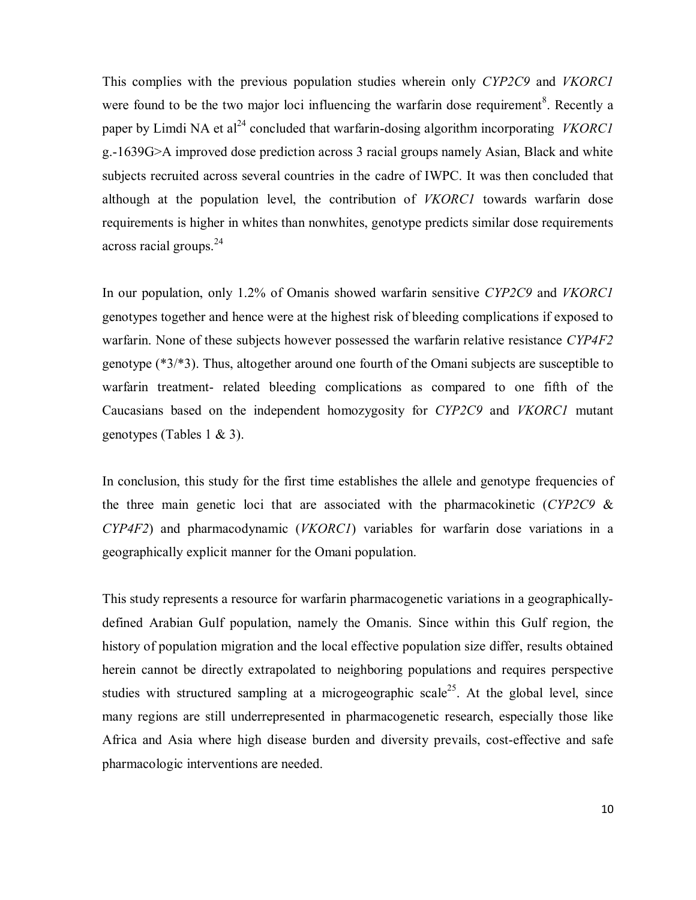This complies with the previous population studies wherein only *CYP2C9* and *VKORC1* were found to be the two major loci influencing the warfarin dose requirement[8]. Recently a paper by Limdi NA et al[24] concluded that warfarin-dosing algorithm incorporating *VKORC1* g.-1639G>A improved dose prediction across 3 racial groups namely Asian, Black and white subjects recruited across several countries in the cadre of IWPC. It was then concluded that although at the population level, the contribution of *VKORC1* towards warfarin dose requirements is higher in whites than nonwhites, genotype predicts similar dose requirements across racial groups.[24]

In our population, only 1.2% of Omanis showed warfarin sensitive *CYP2C9* and *VKORC1* genotypes together and hence were at the highest risk of bleeding complications if exposed to warfarin. None of these subjects however possessed the warfarin relative resistance *CYP4F2* genotype (*3/*3). Thus, altogether around one fourth of the Omani subjects are susceptible to warfarin treatment- related bleeding complications as compared to one fifth of the Caucasians based on the independent homozygosity for *CYP2C9* and *VKORC1* mutant genotypes (Tables 1 & 3).

In conclusion, this study for the first time establishes the allele and genotype frequencies of the three main genetic loci that are associated with the pharmacokinetic (*CYP2C9* & *CYP4F2*) and pharmacodynamic (*VKORC1*) variables for warfarin dose variations in a geographically explicit manner for the Omani population.

This study represents a resource for warfarin pharmacogenetic variations in a geographically-defined Arabian Gulf population, namely the Omanis. Since within this Gulf region, the history of population migration and the local effective population size differ, results obtained herein cannot be directly extrapolated to neighboring populations and requires perspective studies with structured sampling at a microgeographic scale[25]. At the global level, since many regions are still underrepresented in pharmacogenetic research, especially those like Africa and Asia where high disease burden and diversity prevails, cost-effective and safe pharmacologic interventions are needed.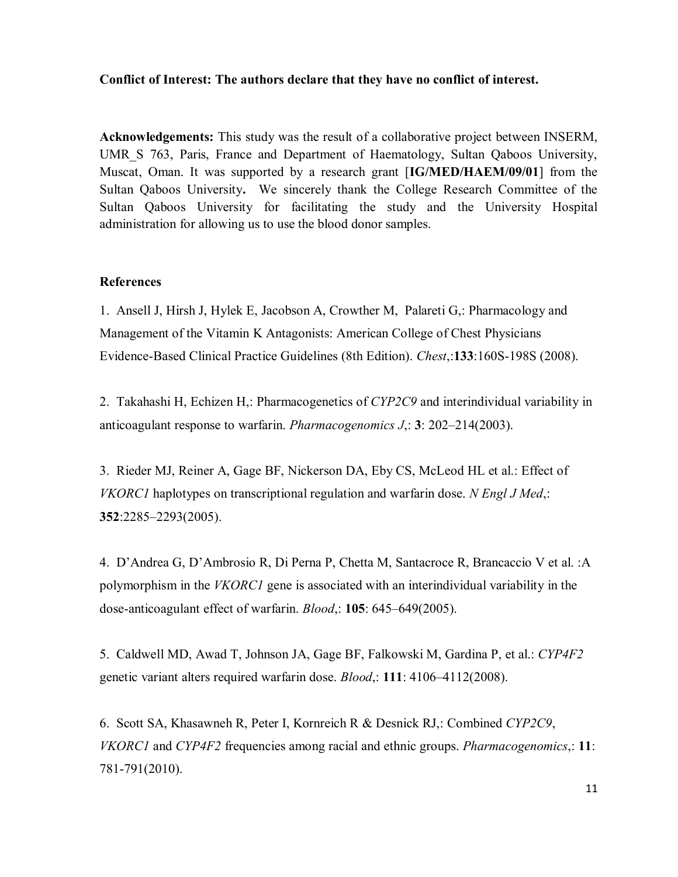**Conflict of Interest: The authors declare that they have no conflict of interest.**

**Acknowledgements:** This study was the result of a collaborative project between INSERM, UMR_S 763, Paris, France and Department of Haematology, Sultan Qaboos University, Muscat, Oman. It was supported by a research grant [**IG/MED/HAEM/09/01**] from the Sultan Qaboos University**.** We sincerely thank the College Research Committee of the Sultan Qaboos University for facilitating the study and the University Hospital administration for allowing us to use the blood donor samples.

**References**

1. Ansell J, Hirsh J, Hylek E, Jacobson A, Crowther M, Palareti G,: Pharmacology and Management of the Vitamin K Antagonists: American College of Chest Physicians Evidence-Based Clinical Practice Guidelines (8th Edition). *Chest*,:**133**:160S-198S (2008).

2. Takahashi H, Echizen H,: Pharmacogenetics of *CYP2C9* and interindividual variability in anticoagulant response to warfarin. *Pharmacogenomics J*,: **3**: 202–214(2003).

3. Rieder MJ, Reiner A, Gage BF, Nickerson DA, Eby CS, McLeod HL et al.: Effect of *VKORC1* haplotypes on transcriptional regulation and warfarin dose. *N Engl J Med*,: **352**:2285–2293(2005).

4. D'Andrea G, D'Ambrosio R, Di Perna P, Chetta M, Santacroce R, Brancaccio V et al. :A polymorphism in the *VKORC1* gene is associated with an interindividual variability in the dose-anticoagulant effect of warfarin. *Blood*,: **105**: 645–649(2005).

5. Caldwell MD, Awad T, Johnson JA, Gage BF, Falkowski M, Gardina P, et al.: *CYP4F2* genetic variant alters required warfarin dose. *Blood*,: **111**: 4106–4112(2008).

6. Scott SA, Khasawneh R, Peter I, Kornreich R & Desnick RJ,: Combined *CYP2C9*, *VKORC1* and *CYP4F2* frequencies among racial and ethnic groups. *Pharmacogenomics*,: **11**: 781-791(2010).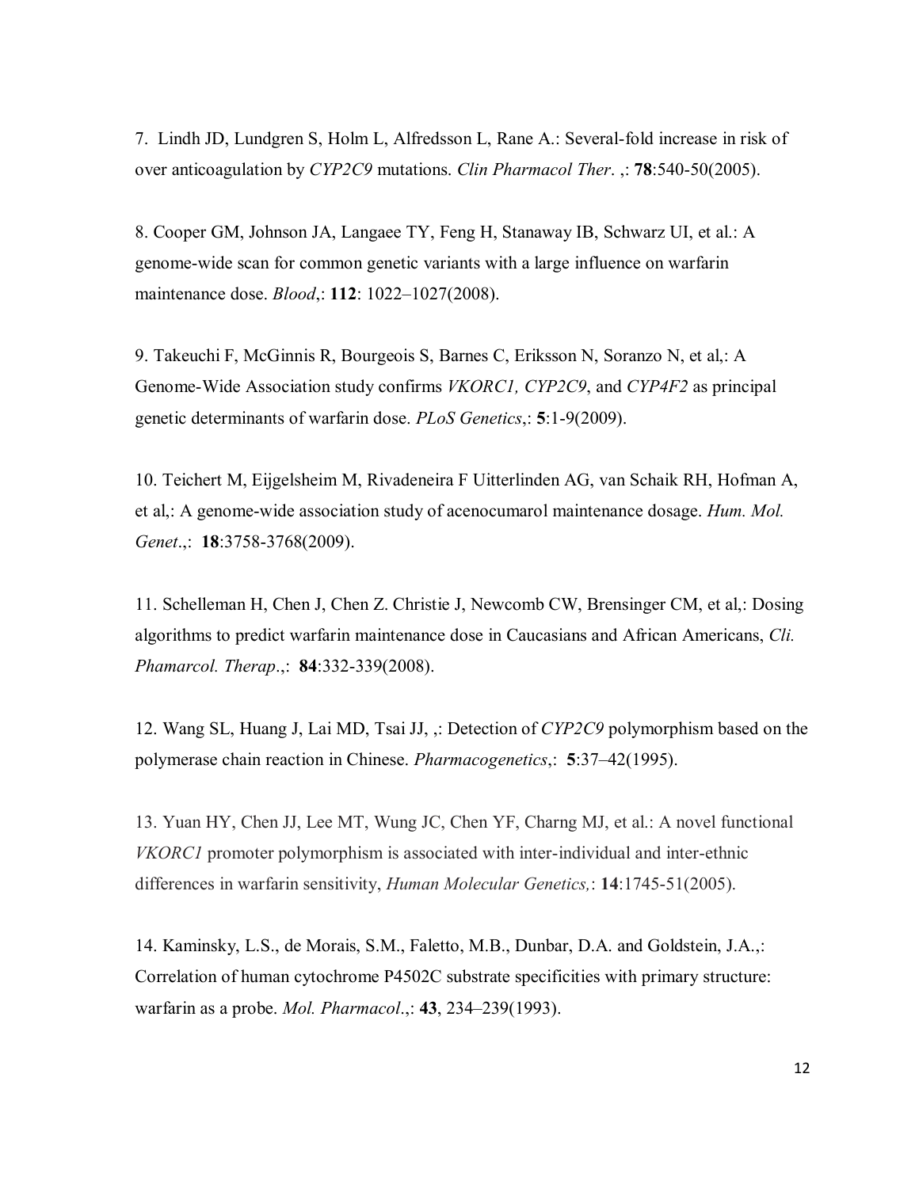7. Lindh JD, Lundgren S, Holm L, Alfredsson L, Rane A.: Several-fold increase in risk of over anticoagulation by *CYP2C9* mutations. *Clin Pharmacol Ther*. ,: **78**:540-50(2005).

8. Cooper GM, Johnson JA, Langaee TY, Feng H, Stanaway IB, Schwarz UI, et al.: A genome-wide scan for common genetic variants with a large influence on warfarin maintenance dose. *Blood*,: **112**: 1022–1027(2008).

9. Takeuchi F, McGinnis R, Bourgeois S, Barnes C, Eriksson N, Soranzo N, et al,: A Genome-Wide Association study confirms *VKORC1, CYP2C9*, and *CYP4F2* as principal genetic determinants of warfarin dose. *PLoS Genetics*,: **5**:1-9(2009).

10. Teichert M, Eijgelsheim M, Rivadeneira F Uitterlinden AG, van Schaik RH, Hofman A, et al,: A genome-wide association study of acenocumarol maintenance dosage. *Hum. Mol. Genet*.,: **18**:3758-3768(2009).

11. Schelleman H, Chen J, Chen Z. Christie J, Newcomb CW, Brensinger CM, et al,: Dosing algorithms to predict warfarin maintenance dose in Caucasians and African Americans, *Cli. Phamarcol. Therap*.,: **84**:332-339(2008).

12. Wang SL, Huang J, Lai MD, Tsai JJ, ,: Detection of *CYP2C9* polymorphism based on the polymerase chain reaction in Chinese. *Pharmacogenetics*,: **5**:37–42(1995).

13. Yuan HY, Chen JJ, Lee MT, Wung JC, Chen YF, Charng MJ, et al.: A novel functional *VKORC1* promoter polymorphism is associated with inter-individual and inter-ethnic differences in warfarin sensitivity, *Human Molecular Genetics,*: **14**:1745-51(2005).

14. Kaminsky, L.S., de Morais, S.M., Faletto, M.B., Dunbar, D.A. and Goldstein, J.A.,: Correlation of human cytochrome P4502C substrate specificities with primary structure: warfarin as a probe. *Mol. Pharmacol*.,: **43**, 234–239(1993).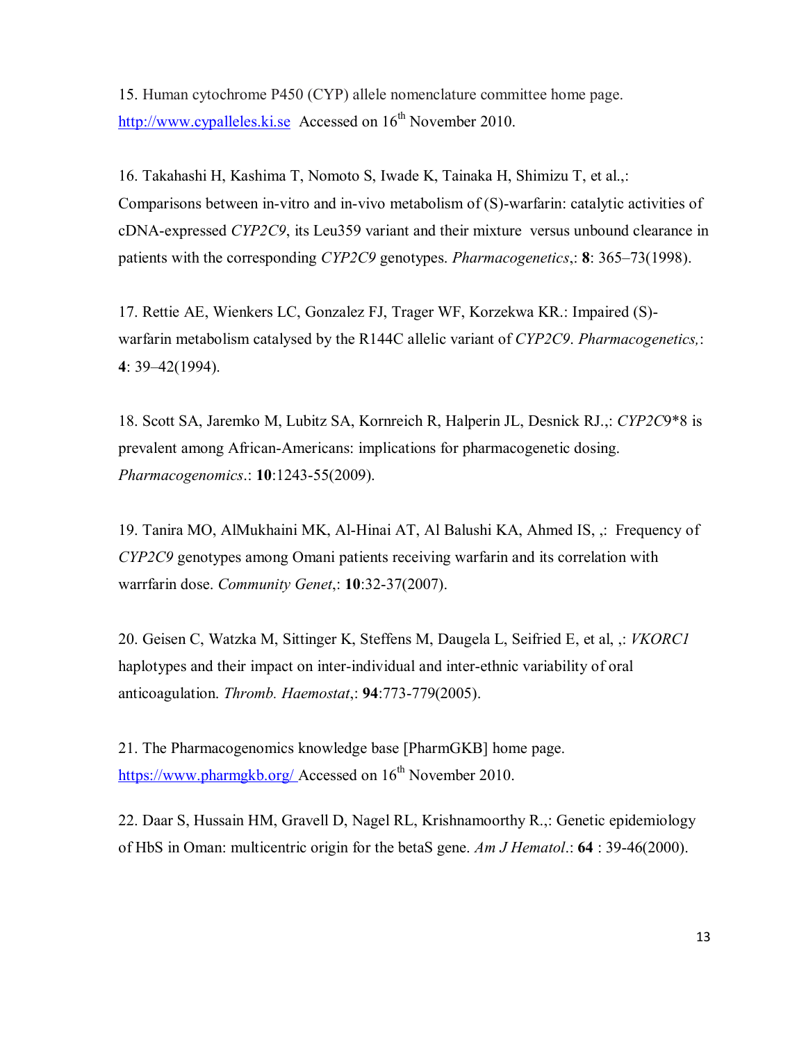15. Human cytochrome P450 (CYP) allele nomenclature committee home page. http://www.cypalleles.ki.se Accessed on 16th November 2010.

16. Takahashi H, Kashima T, Nomoto S, Iwade K, Tainaka H, Shimizu T, et al.,: Comparisons between in-vitro and in-vivo metabolism of (S)-warfarin: catalytic activities of cDNA-expressed *CYP2C9*, its Leu359 variant and their mixture versus unbound clearance in patients with the corresponding *CYP2C9* genotypes. *Pharmacogenetics*,: **8**: 365–73(1998).

17. Rettie AE, Wienkers LC, Gonzalez FJ, Trager WF, Korzekwa KR.: Impaired (S)-warfarin metabolism catalysed by the R144C allelic variant of *CYP2C9*. *Pharmacogenetics,*: **4**: 39–42(1994).

18. Scott SA, Jaremko M, Lubitz SA, Kornreich R, Halperin JL, Desnick RJ.,: *CYP2C*9*8 is prevalent among African-Americans: implications for pharmacogenetic dosing. *Pharmacogenomics*.: **10**:1243-55(2009).

19. Tanira MO, AlMukhaini MK, Al-Hinai AT, Al Balushi KA, Ahmed IS, ,: Frequency of *CYP2C9* genotypes among Omani patients receiving warfarin and its correlation with warrfarin dose. *Community Genet*,: **10**:32-37(2007).

20. Geisen C, Watzka M, Sittinger K, Steffens M, Daugela L, Seifried E, et al, ,: *VKORC1* haplotypes and their impact on inter-individual and inter-ethnic variability of oral anticoagulation. *Thromb. Haemostat*,: **94**:773-779(2005).

21. The Pharmacogenomics knowledge base [PharmGKB] home page. https://www.pharmgkb.org/ Accessed on 16th November 2010.

22. Daar S, Hussain HM, Gravell D, Nagel RL, Krishnamoorthy R.,: Genetic epidemiology of HbS in Oman: multicentric origin for the betaS gene. *Am J Hematol*.: **64** : 39-46(2000).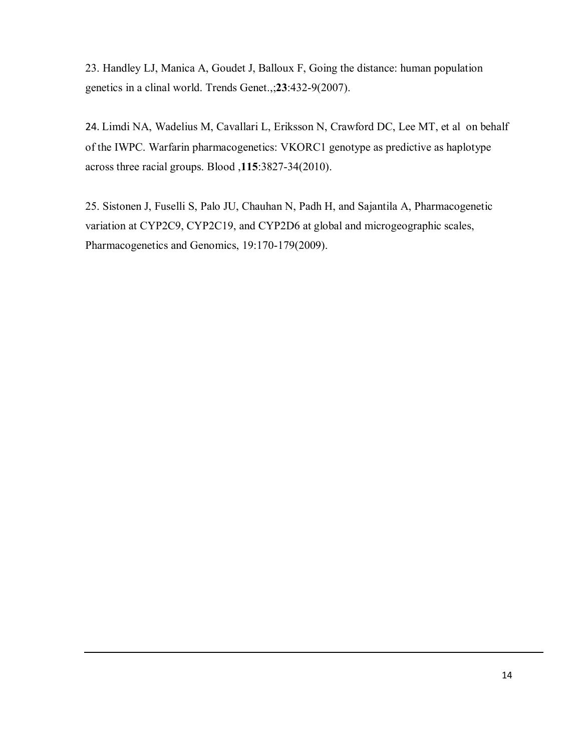23. Handley LJ, Manica A, Goudet J, Balloux F, Going the distance: human population genetics in a clinal world. Trends Genet.,;**23**:432-9(2007).

24. Limdi NA, Wadelius M, Cavallari L, Eriksson N, Crawford DC, Lee MT, et al on behalf of the IWPC. Warfarin pharmacogenetics: VKORC1 genotype as predictive as haplotype across three racial groups. Blood ,**115**:3827-34(2010).

25. Sistonen J, Fuselli S, Palo JU, Chauhan N, Padh H, and Sajantila A, Pharmacogenetic variation at CYP2C9, CYP2C19, and CYP2D6 at global and microgeographic scales, Pharmacogenetics and Genomics, 19:170-179(2009).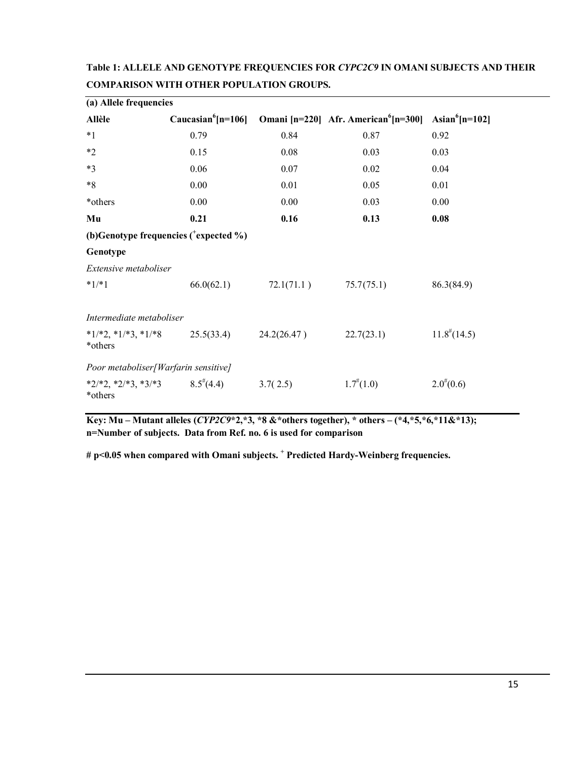**Table 1: ALLELE AND GENOTYPE FREQUENCIES FOR *CYPC2C9* IN OMANI SUBJECTS AND THEIR COMPARISON WITH OTHER POPULATION GROUPS.**

| **(a) Allele frequencies** | | | | |
|---|---|---|---|---|
| **Allèle** | **Caucasian[6][n=106]** | **Omani [n=220]** | **Afr. American[6][n=300]** | **Asian[6][n=102]** |
| *1 | 0.79 | 0.84 | 0.87 | 0.92 |
| *2 | 0.15 | 0.08 | 0.03 | 0.03 |
| *3 | 0.06 | 0.07 | 0.02 | 0.04 |
| *8 | 0.00 | 0.01 | 0.05 | 0.01 |
| *others | 0.00 | 0.00 | 0.03 | 0.00 |
| **Mu** | **0.21** | **0.16** | **0.13** | **0.08** |
| **(b)Genotype frequencies ($^{+}$expected %)** | | | | |
| **Genotype** | | | | |
| *Extensive metaboliser* | | | | |
| *1/*1 | 66.0(62.1) | 72.1(71.1 ) | 75.7(75.1) | 86.3(84.9) |
| *Intermediate metaboliser* | | | | |
| *1/*2, *1/*3, *1/*8 *others | 25.5(33.4) | 24.2(26.47 ) | 22.7(23.1) | $11.8^{\#}$(14.5) |
| *Poor metaboliser[Warfarin sensitive]* | | | | |
| *2/*2, *2/*3, *3/*3 *others | $8.5^{\#}$(4.4) | 3.7( 2.5) | $1.7^{\#}$(1.0) | $2.0^{\#}$(0.6) |

**Key: Mu – Mutant alleles (*CYP2C9**2,*3, *8 &*others together), * others – (*4,*5,*6,*11&*13); n=Number of subjects. Data from Ref. no. 6 is used for comparison**

**# $p<0.05$ when compared with Omani subjects. $^{+}$ Predicted Hardy-Weinberg frequencies.**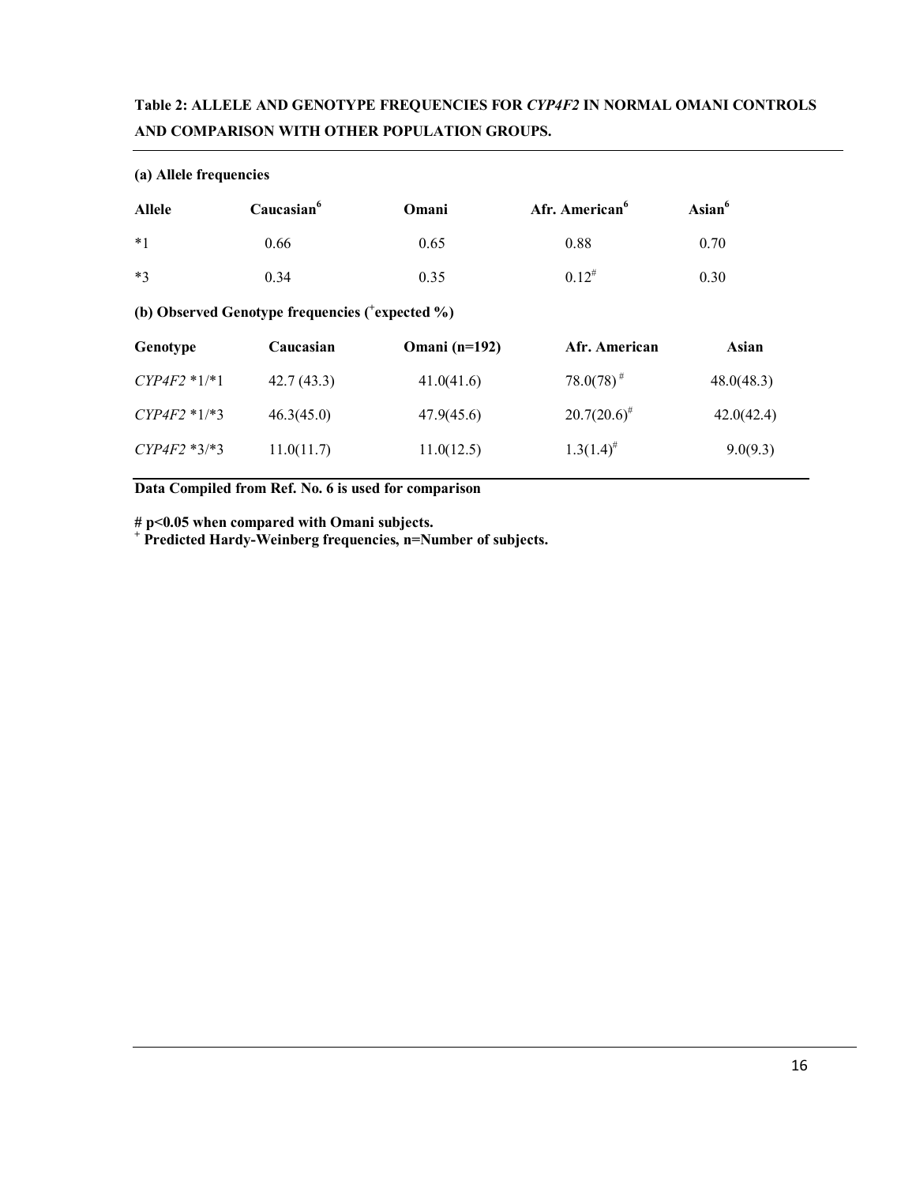**Table 2: ALLELE AND GENOTYPE FREQUENCIES FOR *CYP4F2* IN NORMAL OMANI CONTROLS AND COMPARISON WITH OTHER POPULATION GROUPS.**

**(a) Allele frequencies**

| Allele | Caucasian[6] | Omani | Afr. American[6] | Asian[6] |
|---|---|---|---|---|
| *1 | 0.66 | 0.65 | 0.88 | 0.70 |
| *3 | 0.34 | 0.35 | 0.12[#] | 0.30 |

**(b) Observed Genotype frequencies ([+]expected %)**

| Genotype | Caucasian | Omani (n=192) | Afr. American | Asian |
|---|---|---|---|---|
| *CYP4F2* *1/*1 | 42.7 (43.3) | 41.0(41.6) | 78.0(78)[#] | 48.0(48.3) |
| *CYP4F2* *1/*3 | 46.3(45.0) | 47.9(45.6) | 20.7(20.6)[#] | 42.0(42.4) |
| *CYP4F2* *3/*3 | 11.0(11.7) | 11.0(12.5) | 1.3(1.4)[#] | 9.0(9.3) |

**Data Compiled from Ref. No. 6 is used for comparison**

**# $p<0.05$ when compared with Omani subjects.**
**[+] Predicted Hardy-Weinberg frequencies, n=Number of subjects.**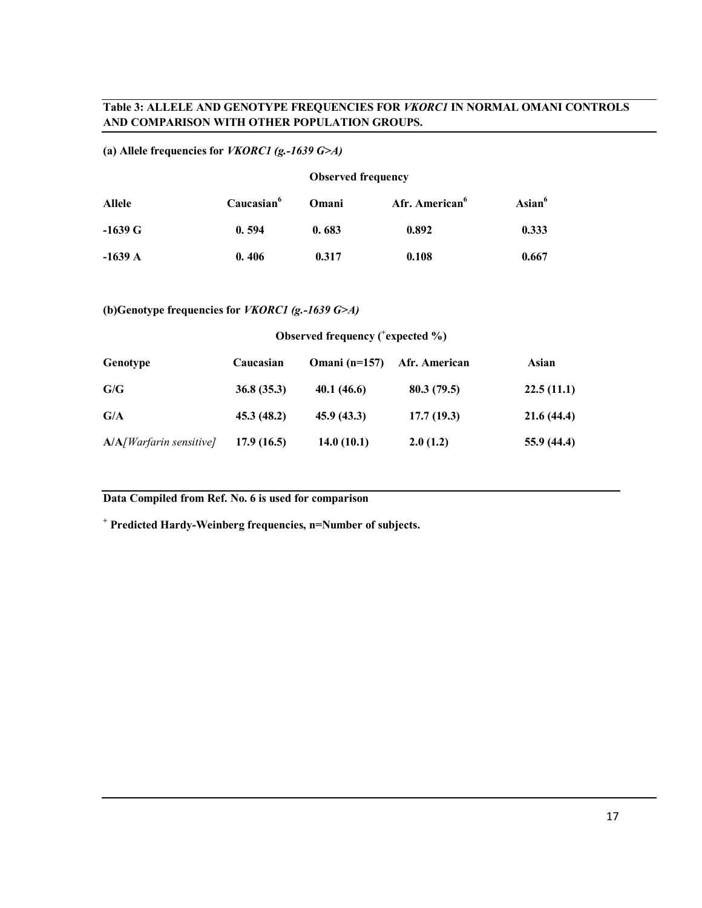**Table 3: ALLELE AND GENOTYPE FREQUENCIES FOR *VKORC1* IN NORMAL OMANI CONTROLS AND COMPARISON WITH OTHER POPULATION GROUPS.**

**(a) Allele frequencies for *VKORC1 (g.-1639 G>A)***

| | Observed frequency | | | |
|---|---|---|---|---|
| **Allele** | **Caucasian[6]** | **Omani** | **Afr. American[6]** | **Asian[6]** |
| **-1639 G** | **0. 594** | **0. 683** | **0.892** | **0.333** |
| **-1639 A** | **0. 406** | **0.317** | **0.108** | **0.667** |

**(b)Genotype frequencies for *VKORC1 (g.-1639 G>A)***

| | Observed frequency ([+]expected %) | | | |
|---|---|---|---|---|
| **Genotype** | **Caucasian** | **Omani (n=157)** | **Afr. American** | **Asian** |
| **G/G** | **36.8 (35.3)** | **40.1 (46.6)** | **80.3 (79.5)** | **22.5 (11.1)** |
| **G/A** | **45.3 (48.2)** | **45.9 (43.3)** | **17.7 (19.3)** | **21.6 (44.4)** |
| **A/A*[Warfarin sensitive]*** | **17.9 (16.5)** | **14.0 (10.1)** | **2.0 (1.2)** | **55.9 (44.4)** |

**Data Compiled from Ref. No. 6 is used for comparison**

[+] **Predicted Hardy-Weinberg frequencies, n=Number of subjects.**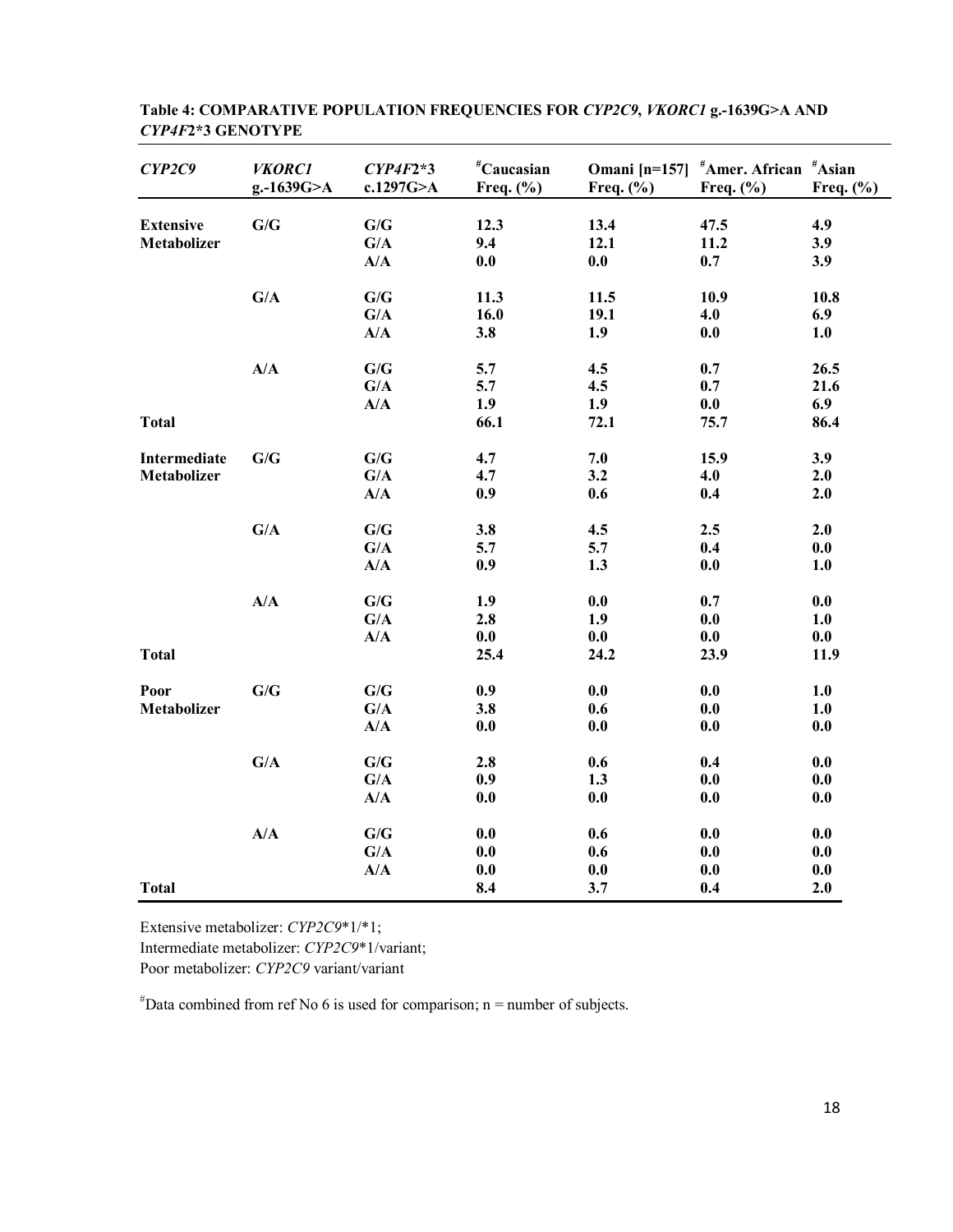**Table 4: COMPARATIVE POPULATION FREQUENCIES FOR *CYP2C9*, *VKORC1* g.-1639G>A AND *CYP4F*2*3 GENOTYPE**

| *CYP2C9* | *VKORC1* g.-1639G>A | *CYP4F*2*3 c.1297G>A | #Caucasian Freq. (%) | Omani [n=157] Freq. (%) | #Amer. African Freq. (%) | #Asian Freq. (%) |
|---|---|---|---|---|---|---|
| **Extensive Metabolizer** | **G/G** | **G/G** | **12.3** | **13.4** | **47.5** | **4.9** |
| | | **G/A** | **9.4** | **12.1** | **11.2** | **3.9** |
| | | **A/A** | **0.0** | **0.0** | **0.7** | **3.9** |
| | **G/A** | **G/G** | **11.3** | **11.5** | **10.9** | **10.8** |
| | | **G/A** | **16.0** | **19.1** | **4.0** | **6.9** |
| | | **A/A** | **3.8** | **1.9** | **0.0** | **1.0** |
| | **A/A** | **G/G** | **5.7** | **4.5** | **0.7** | **26.5** |
| | | **G/A** | **5.7** | **4.5** | **0.7** | **21.6** |
| | | **A/A** | **1.9** | **1.9** | **0.0** | **6.9** |
| **Total** | | | **66.1** | **72.1** | **75.7** | **86.4** |
| **Intermediate Metabolizer** | **G/G** | **G/G** | **4.7** | **7.0** | **15.9** | **3.9** |
| | | **G/A** | **4.7** | **3.2** | **4.0** | **2.0** |
| | | **A/A** | **0.9** | **0.6** | **0.4** | **2.0** |
| | **G/A** | **G/G** | **3.8** | **4.5** | **2.5** | **2.0** |
| | | **G/A** | **5.7** | **5.7** | **0.4** | **0.0** |
| | | **A/A** | **0.9** | **1.3** | **0.0** | **1.0** |
| | **A/A** | **G/G** | **1.9** | **0.0** | **0.7** | **0.0** |
| | | **G/A** | **2.8** | **1.9** | **0.0** | **1.0** |
| | | **A/A** | **0.0** | **0.0** | **0.0** | **0.0** |
| **Total** | | | **25.4** | **24.2** | **23.9** | **11.9** |
| **Poor Metabolizer** | **G/G** | **G/G** | **0.9** | **0.0** | **0.0** | **1.0** |
| | | **G/A** | **3.8** | **0.6** | **0.0** | **1.0** |
| | | **A/A** | **0.0** | **0.0** | **0.0** | **0.0** |
| | **G/A** | **G/G** | **2.8** | **0.6** | **0.4** | **0.0** |
| | | **G/A** | **0.9** | **1.3** | **0.0** | **0.0** |
| | | **A/A** | **0.0** | **0.0** | **0.0** | **0.0** |
| | **A/A** | **G/G** | **0.0** | **0.6** | **0.0** | **0.0** |
| | | **G/A** | **0.0** | **0.6** | **0.0** | **0.0** |
| | | **A/A** | **0.0** | **0.0** | **0.0** | **0.0** |
| **Total** | | | **8.4** | **3.7** | **0.4** | **2.0** |

Extensive metabolizer: *CYP2C9**1/*1;
Intermediate metabolizer: *CYP2C9**1/variant;
Poor metabolizer: *CYP2C9* variant/variant

#Data combined from ref No 6 is used for comparison; n = number of subjects.